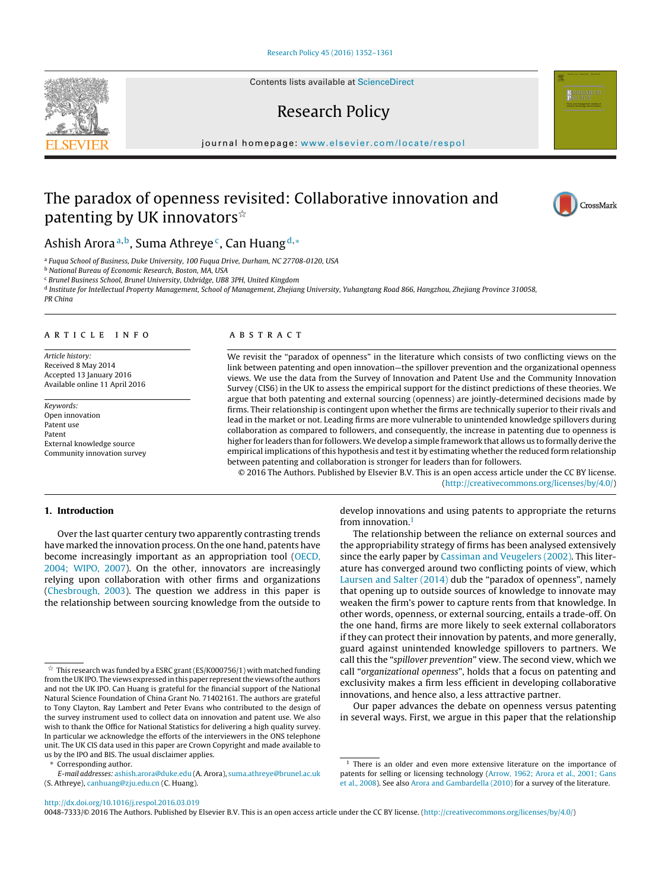# The paradox of openness revisited: Collaborative innovation and patenting by UK innovators[☆]

Ashish Arora[a,b], Suma Athreye[c], Can Huang[d,*]

[a] Fuqua School of Business, Duke University, 100 Fuqua Drive, Durham, NC 27708-0120, USA
[b] National Bureau of Economic Research, Boston, MA, USA
[c] Brunel Business School, Brunel University, Uxbridge, UB8 3PH, United Kingdom
[d] Institute for Intellectual Property Management, School of Management, Zhejiang University, Yuhangtang Road 866, Hangzhou, Zhejiang Province 310058, PR China

## ARTICLE INFO

*Article history:*
Received 8 May 2014
Accepted 13 January 2016
Available online 11 April 2016

*Keywords:*
Open innovation
Patent use
Patent
External knowledge source
Community innovation survey

## ABSTRACT

We revisit the "paradox of openness" in the literature which consists of two conflicting views on the link between patenting and open innovation—the spillover prevention and the organizational openness views. We use the data from the Survey of Innovation and Patent Use and the Community Innovation Survey (CIS6) in the UK to assess the empirical support for the distinct predictions of these theories. We argue that both patenting and external sourcing (openness) are jointly-determined decisions made by firms. Their relationship is contingent upon whether the firms are technically superior to their rivals and lead in the market or not. Leading firms are more vulnerable to unintended knowledge spillovers during collaboration as compared to followers, and consequently, the increase in patenting due to openness is higher for leaders than for followers. We develop a simple framework that allows us to formally derive the empirical implications of this hypothesis and test it by estimating whether the reduced form relationship between patenting and collaboration is stronger for leaders than for followers.

© 2016 The Authors. Published by Elsevier B.V. This is an open access article under the CC BY license. (http://creativecommons.org/licenses/by/4.0/)

## 1. Introduction

Over the last quarter century two apparently contrasting trends have marked the innovation process. On the one hand, patents have become increasingly important as an appropriation tool (OECD, 2004; WIPO, 2007). On the other, innovators are increasingly relying upon collaboration with other firms and organizations (Chesbrough, 2003). The question we address in this paper is the relationship between sourcing knowledge from the outside to develop innovations and using patents to appropriate the returns from innovation.[1]

The relationship between the reliance on external sources and the appropriability strategy of firms has been analysed extensively since the early paper by Cassiman and Veugelers (2002). This literature has converged around two conflicting points of view, which Laursen and Salter (2014) dub the "paradox of openness", namely that opening up to outside sources of knowledge to innovate may weaken the firm's power to capture rents from that knowledge. In other words, openness, or external sourcing, entails a trade-off. On the one hand, firms are more likely to seek external collaborators if they can protect their innovation by patents, and more generally, guard against unintended knowledge spillovers to partners. We call this the "*spillover prevention*" view. The second view, which we call "*organizational openness*", holds that a focus on patenting and exclusivity makes a firm less efficient in developing collaborative innovations, and hence also, a less attractive partner.

Our paper advances the debate on openness versus patenting in several ways. First, we argue in this paper that the relationship

---

[☆] This research was funded by a ESRC grant (ES/K000756/1) with matched funding from the UK IPO. The views expressed in this paper represent the views of the authors and not the UK IPO. Can Huang is grateful for the financial support of the National Natural Science Foundation of China Grant No. 71402161. The authors are grateful to Tony Clayton, Ray Lambert and Peter Evans who contributed to the design of the survey instrument used to collect data on innovation and patent use. We also wish to thank the Office for National Statistics for delivering a high quality survey. In particular we acknowledge the efforts of the interviewers in the ONS telephone unit. The UK CIS data used in this paper are Crown Copyright and made available to us by the IPO and BIS. The usual disclaimer applies.

* Corresponding author.
*E-mail addresses:* ashish.arora@duke.edu (A. Arora), suma.athreye@brunel.ac.uk (S. Athreye), canhuang@zju.edu.cn (C. Huang).

[1] There is an older and even more extensive literature on the importance of patents for selling or licensing technology (Arrow, 1962; Arora et al., 2001; Gans et al., 2008). See also Arora and Gambardella (2010) for a survey of the literature.

http://dx.doi.org/10.1016/j.respol.2016.03.019
0048-7333/© 2016 The Authors. Published by Elsevier B.V. This is an open access article under the CC BY license. (http://creativecommons.org/licenses/by/4.0/)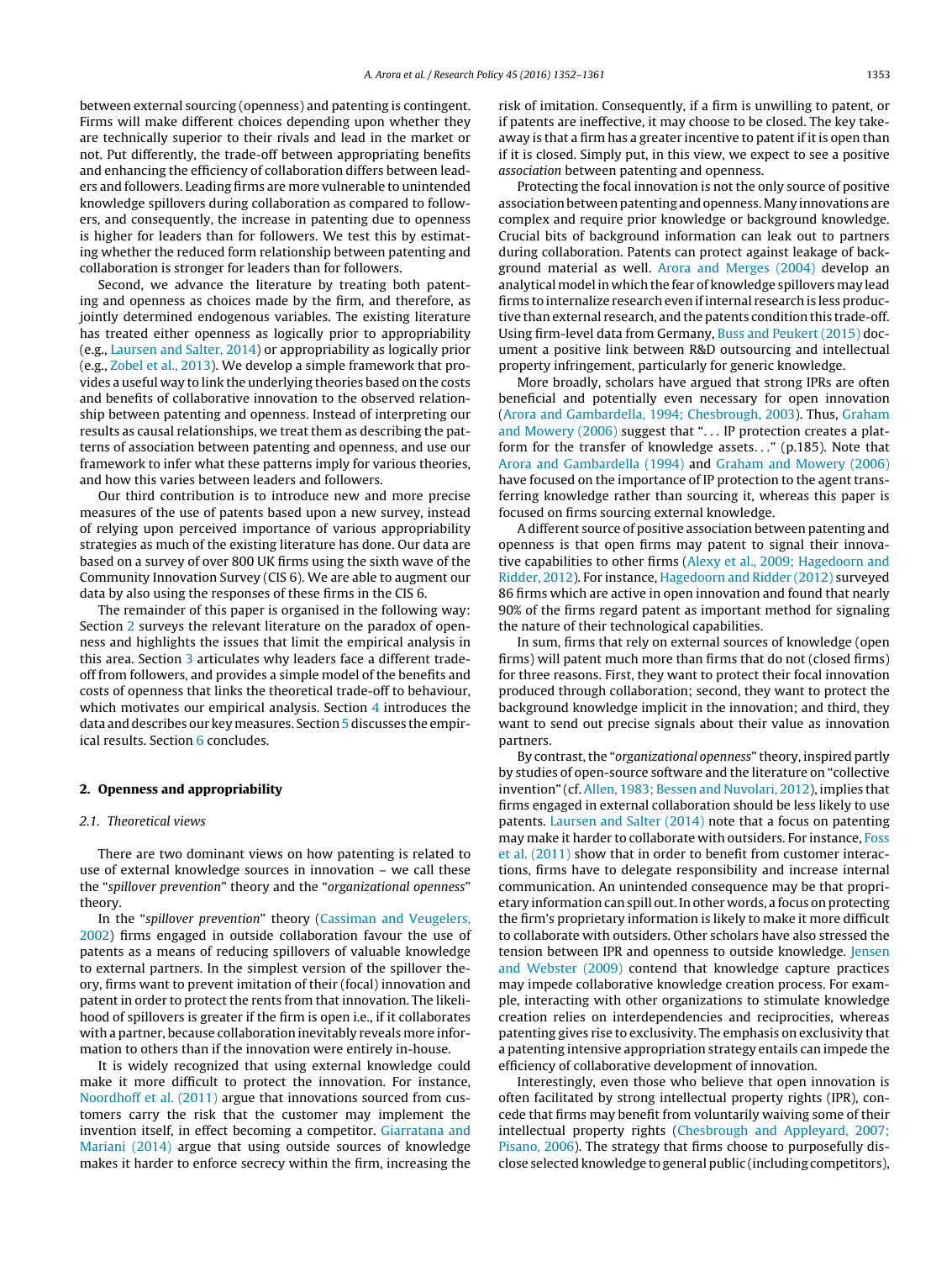between external sourcing (openness) and patenting is contingent. Firms will make different choices depending upon whether they are technically superior to their rivals and lead in the market or not. Put differently, the trade-off between appropriating benefits and enhancing the efficiency of collaboration differs between leaders and followers. Leading firms are more vulnerable to unintended knowledge spillovers during collaboration as compared to followers, and consequently, the increase in patenting due to openness is higher for leaders than for followers. We test this by estimating whether the reduced form relationship between patenting and collaboration is stronger for leaders than for followers.

Second, we advance the literature by treating both patenting and openness as choices made by the firm, and therefore, as jointly determined endogenous variables. The existing literature has treated either openness as logically prior to appropriability (e.g., Laursen and Salter, 2014) or appropriability as logically prior (e.g., Zobel et al., 2013). We develop a simple framework that provides a useful way to link the underlying theories based on the costs and benefits of collaborative innovation to the observed relationship between patenting and openness. Instead of interpreting our results as causal relationships, we treat them as describing the patterns of association between patenting and openness, and use our framework to infer what these patterns imply for various theories, and how this varies between leaders and followers.

Our third contribution is to introduce new and more precise measures of the use of patents based upon a new survey, instead of relying upon perceived importance of various appropriability strategies as much of the existing literature has done. Our data are based on a survey of over 800 UK firms using the sixth wave of the Community Innovation Survey (CIS 6). We are able to augment our data by also using the responses of these firms in the CIS 6.

The remainder of this paper is organised in the following way: Section 2 surveys the relevant literature on the paradox of openness and highlights the issues that limit the empirical analysis in this area. Section 3 articulates why leaders face a different trade-off from followers, and provides a simple model of the benefits and costs of openness that links the theoretical trade-off to behaviour, which motivates our empirical analysis. Section 4 introduces the data and describes our key measures. Section 5 discusses the empirical results. Section 6 concludes.

## 2. Openness and appropriability

### 2.1. Theoretical views

There are two dominant views on how patenting is related to use of external knowledge sources in innovation – we call these the "*spillover prevention*" theory and the "*organizational openness*" theory.

In the "*spillover prevention*" theory (Cassiman and Veugelers, 2002) firms engaged in outside collaboration favour the use of patents as a means of reducing spillovers of valuable knowledge to external partners. In the simplest version of the spillover theory, firms want to prevent imitation of their (focal) innovation and patent in order to protect the rents from that innovation. The likelihood of spillovers is greater if the firm is open i.e., if it collaborates with a partner, because collaboration inevitably reveals more information to others than if the innovation were entirely in-house.

It is widely recognized that using external knowledge could make it more difficult to protect the innovation. For instance, Noordhoff et al. (2011) argue that innovations sourced from customers carry the risk that the customer may implement the invention itself, in effect becoming a competitor. Giarratana and Mariani (2014) argue that using outside sources of knowledge makes it harder to enforce secrecy within the firm, increasing the risk of imitation. Consequently, if a firm is unwilling to patent, or if patents are ineffective, it may choose to be closed. The key takeaway is that a firm has a greater incentive to patent if it is open than if it is closed. Simply put, in this view, we expect to see a positive *association* between patenting and openness.

Protecting the focal innovation is not the only source of positive association between patenting and openness. Many innovations are complex and require prior knowledge or background knowledge. Crucial bits of background information can leak out to partners during collaboration. Patents can protect against leakage of background material as well. Arora and Merges (2004) develop an analytical model in which the fear of knowledge spillovers may lead firms to internalize research even if internal research is less productive than external research, and the patents condition this trade-off. Using firm-level data from Germany, Buss and Peukert (2015) document a positive link between R&D outsourcing and intellectual property infringement, particularly for generic knowledge.

More broadly, scholars have argued that strong IPRs are often beneficial and potentially even necessary for open innovation (Arora and Gambardella, 1994; Chesbrough, 2003). Thus, Graham and Mowery (2006) suggest that "... IP protection creates a platform for the transfer of knowledge assets..." (p.185). Note that Arora and Gambardella (1994) and Graham and Mowery (2006) have focused on the importance of IP protection to the agent transferring knowledge rather than sourcing it, whereas this paper is focused on firms sourcing external knowledge.

A different source of positive association between patenting and openness is that open firms may patent to signal their innovative capabilities to other firms (Alexy et al., 2009; Hagedoorn and Ridder, 2012). For instance, Hagedoorn and Ridder (2012) surveyed 86 firms which are active in open innovation and found that nearly 90% of the firms regard patent as important method for signaling the nature of their technological capabilities.

In sum, firms that rely on external sources of knowledge (open firms) will patent much more than firms that do not (closed firms) for three reasons. First, they want to protect their focal innovation produced through collaboration; second, they want to protect the background knowledge implicit in the innovation; and third, they want to send out precise signals about their value as innovation partners.

By contrast, the "*organizational openness*" theory, inspired partly by studies of open-source software and the literature on "collective invention" (cf. Allen, 1983; Bessen and Nuvolari, 2012), implies that firms engaged in external collaboration should be less likely to use patents. Laursen and Salter (2014) note that a focus on patenting may make it harder to collaborate with outsiders. For instance, Foss et al. (2011) show that in order to benefit from customer interactions, firms have to delegate responsibility and increase internal communication. An unintended consequence may be that proprietary information can spill out. In other words, a focus on protecting the firm's proprietary information is likely to make it more difficult to collaborate with outsiders. Other scholars have also stressed the tension between IPR and openness to outside knowledge. Jensen and Webster (2009) contend that knowledge capture practices may impede collaborative knowledge creation process. For example, interacting with other organizations to stimulate knowledge creation relies on interdependencies and reciprocities, whereas patenting gives rise to exclusivity. The emphasis on exclusivity that a patenting intensive appropriation strategy entails can impede the efficiency of collaborative development of innovation.

Interestingly, even those who believe that open innovation is often facilitated by strong intellectual property rights (IPR), concede that firms may benefit from voluntarily waiving some of their intellectual property rights (Chesbrough and Appleyard, 2007; Pisano, 2006). The strategy that firms choose to purposefully disclose selected knowledge to general public (including competitors),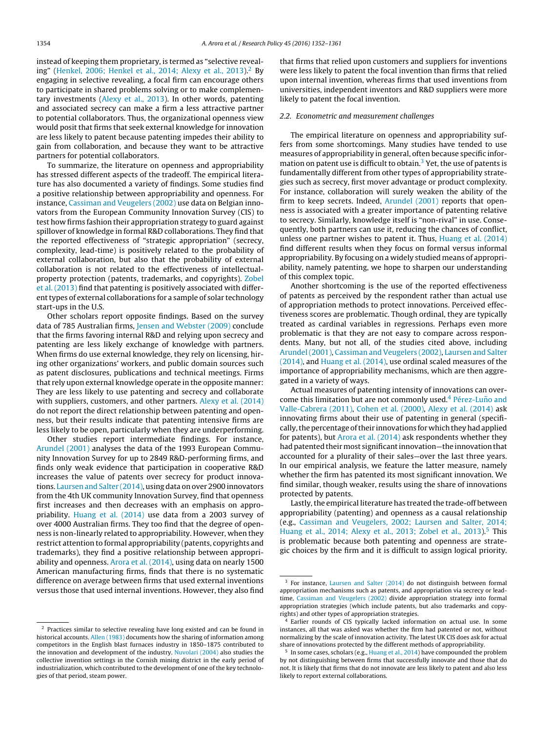instead of keeping them proprietary, is termed as "selective revealing" (Henkel, 2006; Henkel et al., 2014; Alexy et al., 2013).[2] By engaging in selective revealing, a focal firm can encourage others to participate in shared problems solving or to make complementary investments (Alexy et al., 2013). In other words, patenting and associated secrecy can make a firm a less attractive partner to potential collaborators. Thus, the organizational openness view would posit that firms that seek external knowledge for innovation are less likely to patent because patenting impedes their ability to gain from collaboration, and because they want to be attractive partners for potential collaborators.

To summarize, the literature on openness and appropriability has stressed different aspects of the tradeoff. The empirical literature has also documented a variety of findings. Some studies find a positive relationship between appropriability and openness. For instance, Cassiman and Veugelers (2002) use data on Belgian innovators from the European Community Innovation Survey (CIS) to test how firms fashion their appropriation strategy to guard against spillover of knowledge in formal R&D collaborations. They find that the reported effectiveness of "strategic appropriation" (secrecy, complexity, lead-time) is positively related to the probability of external collaboration, but also that the probability of external collaboration is not related to the effectiveness of intellectual-property protection (patents, trademarks, and copyrights). Zobel et al. (2013) find that patenting is positively associated with different types of external collaborations for a sample of solar technology start-ups in the U.S.

Other scholars report opposite findings. Based on the survey data of 785 Australian firms, Jensen and Webster (2009) conclude that the firms favoring internal R&D and relying upon secrecy and patenting are less likely exchange of knowledge with partners. When firms do use external knowledge, they rely on licensing, hiring other organizations' workers, and public domain sources such as patent disclosures, publications and technical meetings. Firms that rely upon external knowledge operate in the opposite manner: They are less likely to use patenting and secrecy and collaborate with suppliers, customers, and other partners. Alexy et al. (2014) do not report the direct relationship between patenting and openness, but their results indicate that patenting intensive firms are less likely to be open, particularly when they are underperforming.

Other studies report intermediate findings. For instance, Arundel (2001) analyses the data of the 1993 European Community Innovation Survey for up to 2849 R&D-performing firms, and finds only weak evidence that participation in cooperative R&D increases the value of patents over secrecy for product innovations. Laursen and Salter (2014), using data on over 2900 innovators from the 4th UK community Innovation Survey, find that openness first increases and then decreases with an emphasis on appropriability. Huang et al. (2014) use data from a 2003 survey of over 4000 Australian firms. They too find that the degree of openness is non-linearly related to appropriability. However, when they restrict attention to formal appropriability (patents, copyrights and trademarks), they find a positive relationship between appropriability and openness. Arora et al. (2014), using data on nearly 1500 American manufacturing firms, finds that there is no systematic difference on average between firms that used external inventions versus those that used internal inventions. However, they also find that firms that relied upon customers and suppliers for inventions were less likely to patent the focal invention than firms that relied upon internal invention, whereas firms that used inventions from universities, independent inventors and R&D suppliers were more likely to patent the focal invention.

### 2.2. Econometric and measurement challenges

The empirical literature on openness and appropriability suffers from some shortcomings. Many studies have tended to use measures of appropriability in general, often because specific information on patent use is difficult to obtain.[3] Yet, the use of patents is fundamentally different from other types of appropriability strategies such as secrecy, first mover advantage or product complexity. For instance, collaboration will surely weaken the ability of the firm to keep secrets. Indeed, Arundel (2001) reports that openness is associated with a greater importance of patenting relative to secrecy. Similarly, knowledge itself is "non-rival" in use. Consequently, both partners can use it, reducing the chances of conflict, unless one partner wishes to patent it. Thus, Huang et al. (2014) find different results when they focus on formal versus informal appropriability. By focusing on a widely studied means of appropriability, namely patenting, we hope to sharpen our understanding of this complex topic.

Another shortcoming is the use of the reported effectiveness of patents as perceived by the respondent rather than actual use of appropriation methods to protect innovations. Perceived effectiveness scores are problematic. Though ordinal, they are typically treated as cardinal variables in regressions. Perhaps even more problematic is that they are not easy to compare across respondents. Many, but not all, of the studies cited above, including Arundel (2001), Cassiman and Veugelers (2002), Laursen and Salter (2014), and Huang et al. (2014), use ordinal scaled measures of the importance of appropriability mechanisms, which are then aggregated in a variety of ways.

Actual measures of patenting intensity of innovations can overcome this limitation but are not commonly used.[4] Pérez-Luño and Valle-Cabrera (2011), Cohen et al. (2000), Alexy et al. (2014) ask innovating firms about their use of patenting in general (specifically, the percentage of their innovations for which they had applied for patents), but Arora et al. (2014) ask respondents whether they had patented their most significant innovation—the innovation that accounted for a plurality of their sales—over the last three years. In our empirical analysis, we feature the latter measure, namely whether the firm has patented its most significant innovation. We find similar, though weaker, results using the share of innovations protected by patents.

Lastly, the empirical literature has treated the trade-off between appropriability (patenting) and openness as a causal relationship (e.g., Cassiman and Veugelers, 2002; Laursen and Salter, 2014; Huang et al., 2014; Alexy et al., 2013; Zobel et al., 2013).[5] This is problematic because both patenting and openness are strategic choices by the firm and it is difficult to assign logical priority.

---

[2] Practices similar to selective revealing have long existed and can be found in historical accounts. Allen (1983) documents how the sharing of information among competitors in the English blast furnaces industry in 1850–1875 contributed to the innovation and development of the industry. Nuvolari (2004) also studies the collective invention settings in the Cornish mining district in the early period of industrialization, which contributed to the development of one of the key technologies of that period, steam power.

[3] For instance, Laursen and Salter (2014) do not distinguish between formal appropriation mechanisms such as patents, and appropriation via secrecy or lead-time, Cassiman and Veugelers (2002) divide appropriation strategy into formal appropriation strategies (which include patents, but also trademarks and copyrights) and other types of appropriation strategies.

[4] Earlier rounds of CIS typically lacked information on actual use. In some instances, all that was asked was whether the firm had patented or not, without normalizing by the scale of innovation activity. The latest UK CIS does ask for actual share of innovations protected by the different methods of appropriability.

[5] In some cases, scholars (e.g., Huang et al., 2014) have compounded the problem by not distinguishing between firms that successfully innovate and those that do not. It is likely that firms that do not innovate are less likely to patent and also less likely to report external collaborations.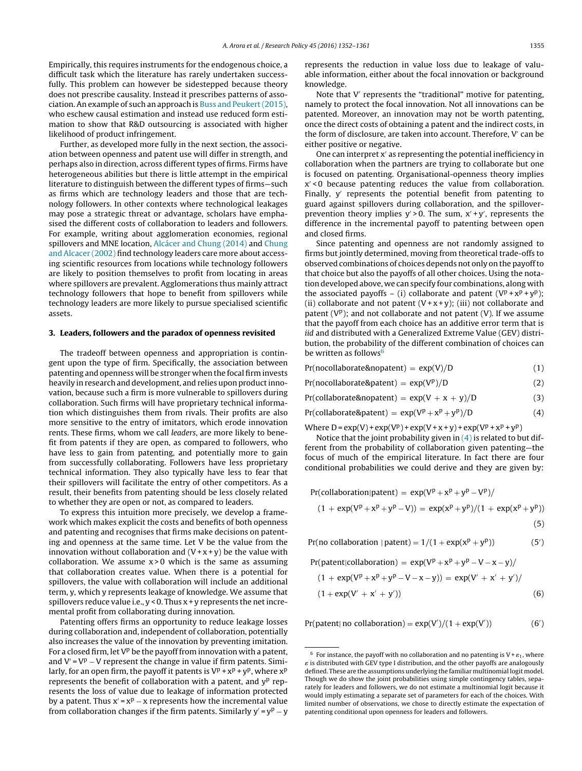Empirically, this requires instruments for the endogenous choice, a difficult task which the literature has rarely undertaken successfully. This problem can however be sidestepped because theory does not prescribe causality. Instead it prescribes patterns of association. An example of such an approach is Buss and Peukert (2015), who eschew causal estimation and instead use reduced form estimation to show that R&D outsourcing is associated with higher likelihood of product infringement.

Further, as developed more fully in the next section, the association between openness and patent use will differ in strength, and perhaps also in direction, across different types of firms. Firms have heterogeneous abilities but there is little attempt in the empirical literature to distinguish between the different types of firms—such as firms which are technology leaders and those that are technology followers. In other contexts where technological leakages may pose a strategic threat or advantage, scholars have emphasised the different costs of collaboration to leaders and followers. For example, writing about agglomeration economies, regional spillovers and MNE location, Alcácer and Chung (2014) and Chung and Alcacer (2002) find technology leaders care more about accessing scientific resources from locations while technology followers are likely to position themselves to profit from locating in areas where spillovers are prevalent. Agglomerations thus mainly attract technology followers that hope to benefit from spillovers while technology leaders are more likely to pursue specialised scientific assets.

## 3. Leaders, followers and the paradox of openness revisited

The tradeoff between openness and appropriation is contingent upon the type of firm. Specifically, the association between patenting and openness will be stronger when the focal firm invests heavily in research and development, and relies upon product innovation, because such a firm is more vulnerable to spillovers during collaboration. Such firms will have proprietary technical information which distinguishes them from rivals. Their profits are also more sensitive to the entry of imitators, which erode innovation rents. These firms, whom we call *leaders*, are more likely to benefit from patents if they are open, as compared to followers, who have less to gain from patenting, and potentially more to gain from successfully collaborating. Followers have less proprietary technical information. They also typically have less to fear that their spillovers will facilitate the entry of other competitors. As a result, their benefits from patenting should be less closely related to whether they are open or not, as compared to leaders.

To express this intuition more precisely, we develop a framework which makes explicit the costs and benefits of both openness and patenting and recognises that firms make decisions on patenting and openness at the same time. Let V be the value from the innovation without collaboration and $(V+x+y)$ be the value with collaboration. We assume $x>0$ which is the same as assuming that collaboration creates value. When there is a potential for spillovers, the value with collaboration will include an additional term, y, which y represents leakage of knowledge. We assume that spillovers reduce value i.e., $y<0$. Thus $x+y$ represents the net incremental profit from collaborating during innovation.

Patenting offers firms an opportunity to reduce leakage losses during collaboration and, independent of collaboration, potentially also increases the value of the innovation by preventing imitation. For a closed firm, let $V^p$ be the payoff from innovation with a patent, and $V' = V^p - V$ represent the change in value if firm patents. Similarly, for an open firm, the payoff it patents is $V^p+x^p+y^p$, where $x^p$ represents the benefit of collaboration with a patent, and $y^p$ represents the loss of value due to leakage of information protected by a patent. Thus $x' = x^p - x$ represents how the incremental value from collaboration changes if the firm patents. Similarly $y' = y^p - y$ represents the reduction in value loss due to leakage of valuable information, either about the focal innovation or background knowledge.

Note that $V'$ represents the "traditional" motive for patenting, namely to protect the focal innovation. Not all innovations can be patented. Moreover, an innovation may not be worth patenting, once the direct costs of obtaining a patent and the indirect costs, in the form of disclosure, are taken into account. Therefore, $V'$ can be either positive or negative.

One can interpret $x'$ as representing the potential inefficiency in collaboration when the partners are trying to collaborate but one is focused on patenting. Organisational-openness theory implies $x'<0$ because patenting reduces the value from collaboration. Finally, $y'$ represents the potential benefit from patenting to guard against spillovers during collaboration, and the spillover-prevention theory implies $y'>0$. The sum, $x'+y'$, represents the difference in the incremental payoff to patenting between open and closed firms.

Since patenting and openness are not randomly assigned to firms but jointly determined, moving from theoretical trade-offs to observed combinations of choices depends not only on the payoff to that choice but also the payoffs of all other choices. Using the notation developed above, we can specify four combinations, along with the associated payoffs – (i) collaborate and patent $(V^p+x^p+y^p)$; (ii) collaborate and not patent $(V+x+y)$; (iii) not collaborate and patent $(V^p)$; and not collaborate and not patent (V). If we assume that the payoff from each choice has an additive error term that is *iid* and distributed with a Generalized Extreme Value (GEV) distribution, the probability of the different combination of choices can be written as follows[6]

$$\Pr(\text{nocollaborate\&nopatent}) = \exp(V)/D \tag{1}$$

$$\Pr(\text{nocollaborate\&patent}) = \exp(V^p)/D \tag{2}$$

$$\Pr(\text{collaborate\&nopatent}) = \exp(V + x + y)/D \tag{3}$$

$$\Pr(\text{collaborate\&patent}) = \exp(V^p+x^p+y^p)/D \tag{4}$$

Where $D = \exp(V)+\exp(V^p)+\exp(V+x+y)+\exp(V^p+x^p+y^p)$

Notice that the joint probability given in (4) is related to but different from the probability of collaboration given patenting—the focus of much of the empirical literature. In fact there are four conditional probabilities we could derive and they are given by:

$$\Pr(\text{collaboration}|\text{patent}) = \exp(V^p+x^p+y^p-V^p)/(1+\exp(V^p+x^p+y^p-V)) = \exp(x^p+y^p)/(1+\exp(x^p+y^p)) \tag{5}$$

$$\Pr(\text{no collaboration}\mid\text{patent}) = 1/(1+\exp(x^p+y^p)) \tag{5'}$$

$$\Pr(\text{patent}|\text{collaboration}) = \exp(V^p+x^p+y^p-V-x-y)/(1+\exp(V^p+x^p+y^p-V-x-y)) = \exp(V'+x'+y')/(1+\exp(V'+x'+y')) \tag{6}$$

$$\Pr(\text{patent}|\text{ no collaboration}) = \exp(V')/(1+\exp(V')) \tag{6'}$$

[6] For instance, the payoff with no collaboration and no patenting is $V+\varepsilon_1$, where $\varepsilon$ is distributed with GEV type I distribution, and the other payoffs are analogously defined. These are the assumptions underlying the familiar multinomial logit model. Though we do show the joint probabilities using simple contingency tables, separately for leaders and followers, we do not estimate a multinomial logit because it would imply estimating a separate set of parameters for each of the choices. With limited number of observations, we chose to directly estimate the expectation of patenting conditional upon openness for leaders and followers.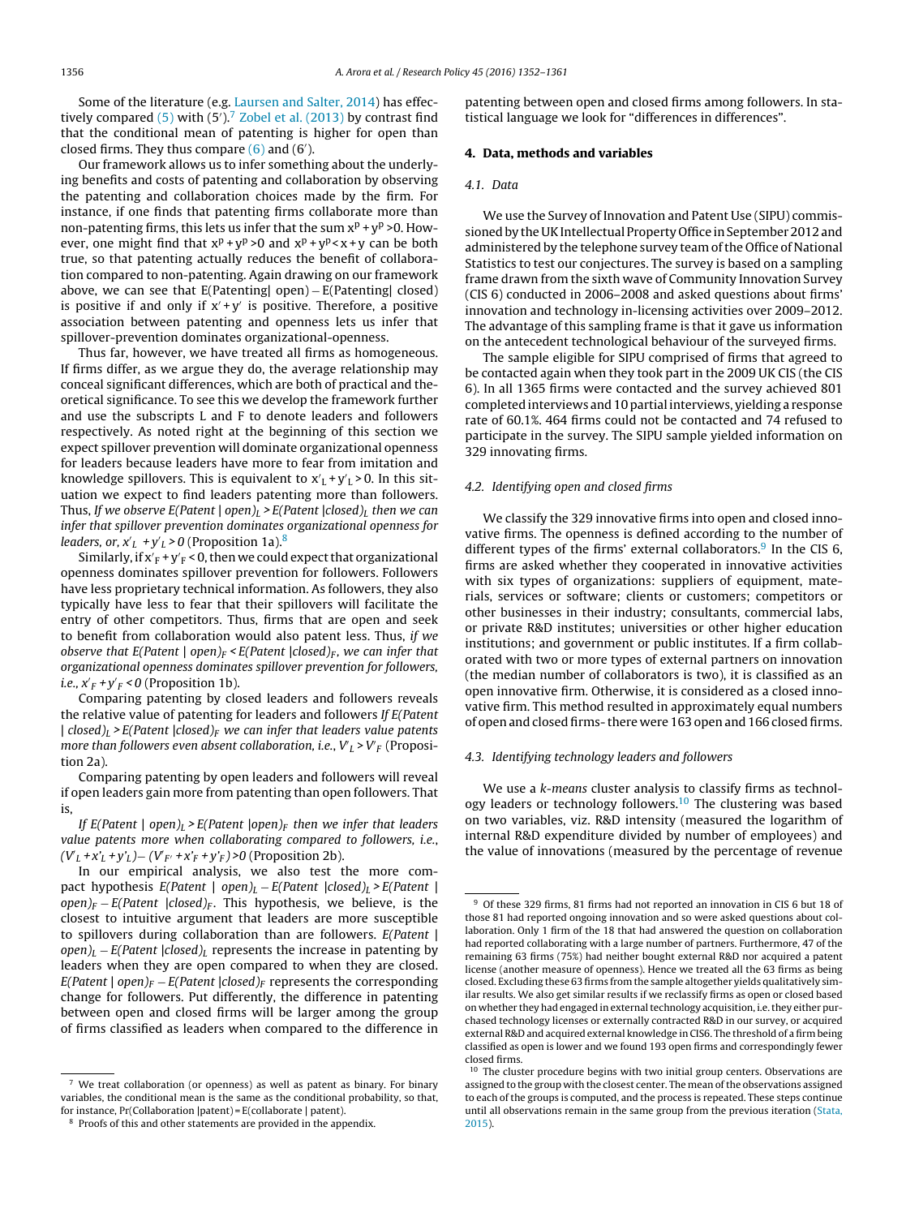Some of the literature (e.g. Laursen and Salter, 2014) has effectively compared (5) with (5′).[7] Zobel et al. (2013) by contrast find that the conditional mean of patenting is higher for open than closed firms. They thus compare (6) and (6′).

Our framework allows us to infer something about the underlying benefits and costs of patenting and collaboration by observing the patenting and collaboration choices made by the firm. For instance, if one finds that patenting firms collaborate more than non-patenting firms, this lets us infer that the sum $x^p + y^p > 0$. However, one might find that $x^p + y^p > 0$ and $x^p + y^p < x + y$ can be both true, so that patenting actually reduces the benefit of collaboration compared to non-patenting. Again drawing on our framework above, we can see that E(Patenting| open) − E(Patenting| closed) is positive if and only if $x' + y'$ is positive. Therefore, a positive association between patenting and openness lets us infer that spillover-prevention dominates organizational-openness.

Thus far, however, we have treated all firms as homogeneous. If firms differ, as we argue they do, the average relationship may conceal significant differences, which are both of practical and theoretical significance. To see this we develop the framework further and use the subscripts L and F to denote leaders and followers respectively. As noted right at the beginning of this section we expect spillover prevention will dominate organizational openness for leaders because leaders have more to fear from imitation and knowledge spillovers. This is equivalent to $x'_L + y'_L > 0$. In this situation we expect to find leaders patenting more than followers. Thus, *If we observe* $E(Patent \mid open)_L > E(Patent \mid closed)_L$ *then we can infer that spillover prevention dominates organizational openness for leaders, or,* $x'_L + y'_L > 0$ (Proposition 1a).[8]

Similarly, if $x'_F + y'_F < 0$, then we could expect that organizational openness dominates spillover prevention for followers. Followers have less proprietary technical information. As followers, they also typically have less to fear that their spillovers will facilitate the entry of other competitors. Thus, firms that are open and seek to benefit from collaboration would also patent less. Thus, *if we observe that* $E(Patent \mid open)_F < E(Patent \mid closed)_F$*, we can infer that organizational openness dominates spillover prevention for followers, i.e.,* $x'_F + y'_F < 0$ (Proposition 1b).

Comparing patenting by closed leaders and followers reveals the relative value of patenting for leaders and followers *If* $E(Patent \mid closed)_L > E(Patent \mid closed)_F$ *we can infer that leaders value patents more than followers even absent collaboration, i.e.,* $V'_L > V'_F$ (Proposition 2a).

Comparing patenting by open leaders and followers will reveal if open leaders gain more from patenting than open followers. That is,

*If* $E(Patent \mid open)_L > E(Patent \mid open)_F$ *then we infer that leaders value patents more when collaborating compared to followers, i.e.,* $(V'_L + x'_L + y'_L) - (V'_{F'} + x'_F + y'_F) > 0$ (Proposition 2b).

In our empirical analysis, we also test the more compact hypothesis $E(Patent \mid open)_L - E(Patent \mid closed)_L > E(Patent \mid open)_F - E(Patent \mid closed)_F$. This hypothesis, we believe, is the closest to intuitive argument that leaders are more susceptible to spillovers during collaboration than are followers. $E(Patent \mid open)_L - E(Patent \mid closed)_L$ represents the increase in patenting by leaders when they are open compared to when they are closed. $E(Patent \mid open)_F - E(Patent \mid closed)_F$ represents the corresponding change for followers. Put differently, the difference in patenting between open and closed firms will be larger among the group of firms classified as leaders when compared to the difference in patenting between open and closed firms among followers. In statistical language we look for "differences in differences".

## 4. Data, methods and variables

### 4.1. Data

We use the Survey of Innovation and Patent Use (SIPU) commissioned by the UK Intellectual Property Office in September 2012 and administered by the telephone survey team of the Office of National Statistics to test our conjectures. The survey is based on a sampling frame drawn from the sixth wave of Community Innovation Survey (CIS 6) conducted in 2006–2008 and asked questions about firms' innovation and technology in-licensing activities over 2009–2012. The advantage of this sampling frame is that it gave us information on the antecedent technological behaviour of the surveyed firms.

The sample eligible for SIPU comprised of firms that agreed to be contacted again when they took part in the 2009 UK CIS (the CIS 6). In all 1365 firms were contacted and the survey achieved 801 completed interviews and 10 partial interviews, yielding a response rate of 60.1%. 464 firms could not be contacted and 74 refused to participate in the survey. The SIPU sample yielded information on 329 innovating firms.

### 4.2. Identifying open and closed firms

We classify the 329 innovative firms into open and closed innovative firms. The openness is defined according to the number of different types of the firms' external collaborators.[9] In the CIS 6, firms are asked whether they cooperated in innovative activities with six types of organizations: suppliers of equipment, materials, services or software; clients or customers; competitors or other businesses in their industry; consultants, commercial labs, or private R&D institutes; universities or other higher education institutions; and government or public institutes. If a firm collaborated with two or more types of external partners on innovation (the median number of collaborators is two), it is classified as an open innovative firm. Otherwise, it is considered as a closed innovative firm. This method resulted in approximately equal numbers of open and closed firms- there were 163 open and 166 closed firms.

### 4.3. Identifying technology leaders and followers

We use a *k-means* cluster analysis to classify firms as technology leaders or technology followers.[10] The clustering was based on two variables, viz. R&D intensity (measured the logarithm of internal R&D expenditure divided by number of employees) and the value of innovations (measured by the percentage of revenue

---

[7] We treat collaboration (or openness) as well as patent as binary. For binary variables, the conditional mean is the same as the conditional probability, so that, for instance, Pr(Collaboration |patent) = E(collaborate | patent).

[8] Proofs of this and other statements are provided in the appendix.

[9] Of these 329 firms, 81 firms had not reported an innovation in CIS 6 but 18 of those 81 had reported ongoing innovation and so were asked questions about collaboration. Only 1 firm of the 18 that had answered the question on collaboration had reported collaborating with a large number of partners. Furthermore, 47 of the remaining 63 firms (75%) had neither bought external R&D nor acquired a patent license (another measure of openness). Hence we treated all the 63 firms as being closed. Excluding these 63 firms from the sample altogether yields qualitatively similar results. We also get similar results if we reclassify firms as open or closed based on whether they had engaged in external technology acquisition, i.e. they either purchased technology licenses or externally contracted R&D in our survey, or acquired external R&D and acquired external knowledge in CIS6. The threshold of a firm being classified as open is lower and we found 193 open firms and correspondingly fewer closed firms.

[10] The cluster procedure begins with two initial group centers. Observations are assigned to the group with the closest center. The mean of the observations assigned to each of the groups is computed, and the process is repeated. These steps continue until all observations remain in the same group from the previous iteration (Stata, 2015).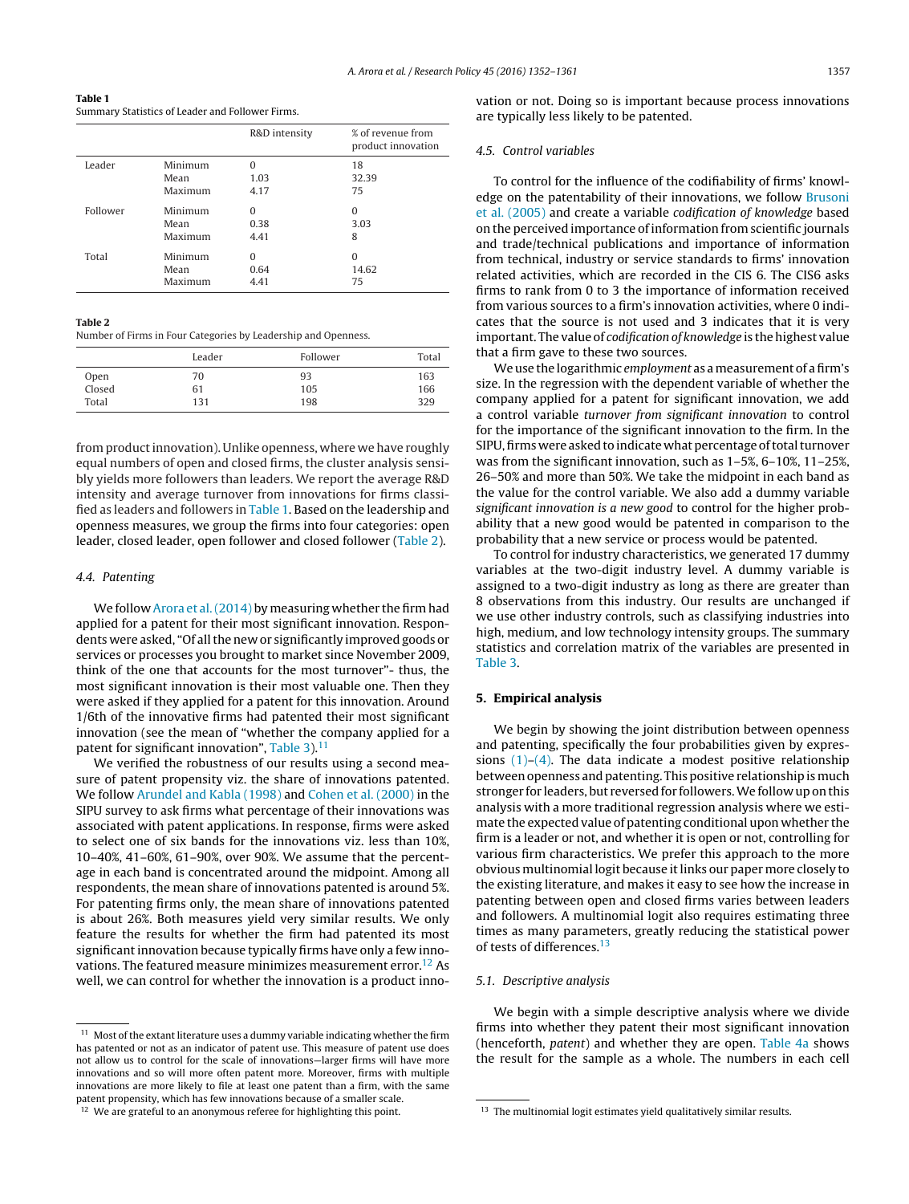**Table 1**
Summary Statistics of Leader and Follower Firms.

| | | R&D intensity | % of revenue from product innovation |
|---|---|---|---|
| Leader | Minimum | 0 | 18 |
| | Mean | 1.03 | 32.39 |
| | Maximum | 4.17 | 75 |
| Follower | Minimum | 0 | 0 |
| | Mean | 0.38 | 3.03 |
| | Maximum | 4.41 | 8 |
| Total | Minimum | 0 | 0 |
| | Mean | 0.64 | 14.62 |
| | Maximum | 4.41 | 75 |

**Table 2**
Number of Firms in Four Categories by Leadership and Openness.

| | Leader | Follower | Total |
|---|---|---|---|
| Open | 70 | 93 | 163 |
| Closed | 61 | 105 | 166 |
| Total | 131 | 198 | 329 |

from product innovation). Unlike openness, where we have roughly equal numbers of open and closed firms, the cluster analysis sensibly yields more followers than leaders. We report the average R&D intensity and average turnover from innovations for firms classified as leaders and followers in Table 1. Based on the leadership and openness measures, we group the firms into four categories: open leader, closed leader, open follower and closed follower (Table 2).

### 4.4. Patenting

We follow Arora et al. (2014) by measuring whether the firm had applied for a patent for their most significant innovation. Respondents were asked, "Of all the new or significantly improved goods or services or processes you brought to market since November 2009, think of the one that accounts for the most turnover"- thus, the most significant innovation is their most valuable one. Then they were asked if they applied for a patent for this innovation. Around 1/6th of the innovative firms had patented their most significant innovation (see the mean of "whether the company applied for a patent for significant innovation", Table 3).[11]

We verified the robustness of our results using a second measure of patent propensity viz. the share of innovations patented. We follow Arundel and Kabla (1998) and Cohen et al. (2000) in the SIPU survey to ask firms what percentage of their innovations was associated with patent applications. In response, firms were asked to select one of six bands for the innovations viz. less than 10%, 10–40%, 41–60%, 61–90%, over 90%. We assume that the percentage in each band is concentrated around the midpoint. Among all respondents, the mean share of innovations patented is around 5%. For patenting firms only, the mean share of innovations patented is about 26%. Both measures yield very similar results. We only feature the results for whether the firm had patented its most significant innovation because typically firms have only a few innovations. The featured measure minimizes measurement error.[12] As well, we can control for whether the innovation is a product innovation or not. Doing so is important because process innovations are typically less likely to be patented.

### 4.5. Control variables

To control for the influence of the codifiability of firms' knowledge on the patentability of their innovations, we follow Brusoni et al. (2005) and create a variable *codification of knowledge* based on the perceived importance of information from scientific journals and trade/technical publications and importance of information from technical, industry or service standards to firms' innovation related activities, which are recorded in the CIS 6. The CIS6 asks firms to rank from 0 to 3 the importance of information received from various sources to a firm's innovation activities, where 0 indicates that the source is not used and 3 indicates that it is very important. The value of *codification of knowledge* is the highest value that a firm gave to these two sources.

We use the logarithmic *employment* as a measurement of a firm's size. In the regression with the dependent variable of whether the company applied for a patent for significant innovation, we add a control variable *turnover from significant innovation* to control for the importance of the significant innovation to the firm. In the SIPU, firms were asked to indicate what percentage of total turnover was from the significant innovation, such as 1–5%, 6–10%, 11–25%, 26–50% and more than 50%. We take the midpoint in each band as the value for the control variable. We also add a dummy variable *significant innovation is a new good* to control for the higher probability that a new good would be patented in comparison to the probability that a new service or process would be patented.

To control for industry characteristics, we generated 17 dummy variables at the two-digit industry level. A dummy variable is assigned to a two-digit industry as long as there are greater than 8 observations from this industry. Our results are unchanged if we use other industry controls, such as classifying industries into high, medium, and low technology intensity groups. The summary statistics and correlation matrix of the variables are presented in Table 3.

## 5. Empirical analysis

We begin by showing the joint distribution between openness and patenting, specifically the four probabilities given by expressions (1)–(4). The data indicate a modest positive relationship between openness and patenting. This positive relationship is much stronger for leaders, but reversed for followers. We follow up on this analysis with a more traditional regression analysis where we estimate the expected value of patenting conditional upon whether the firm is a leader or not, and whether it is open or not, controlling for various firm characteristics. We prefer this approach to the more obvious multinomial logit because it links our paper more closely to the existing literature, and makes it easy to see how the increase in patenting between open and closed firms varies between leaders and followers. A multinomial logit also requires estimating three times as many parameters, greatly reducing the statistical power of tests of differences.[13]

### 5.1. Descriptive analysis

We begin with a simple descriptive analysis where we divide firms into whether they patent their most significant innovation (henceforth, *patent*) and whether they are open. Table 4a shows the result for the sample as a whole. The numbers in each cell

---

[11] Most of the extant literature uses a dummy variable indicating whether the firm has patented or not as an indicator of patent use. This measure of patent use does not allow us to control for the scale of innovations—larger firms will have more innovations and so will more often patent more. Moreover, firms with multiple innovations are more likely to file at least one patent than a firm, with the same patent propensity, which has few innovations because of a smaller scale.

[12] We are grateful to an anonymous referee for highlighting this point.

[13] The multinomial logit estimates yield qualitatively similar results.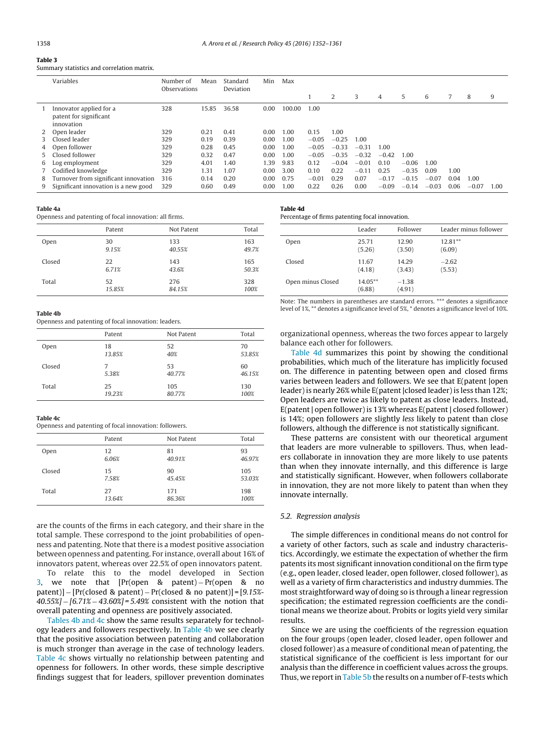**Table 3**
Summary statistics and correlation matrix.

| | Variables | Number of Observations | Mean | Standard Deviation | Min | Max | 1 | 2 | 3 | 4 | 5 | 6 | 7 | 8 | 9 |
|---|---|---|---|---|---|---|---|---|---|---|---|---|---|---|---|
| 1 | Innovator applied for a patent for significant innovation | 328 | 15.85 | 36.58 | 0.00 | 100.00 | 1.00 | | | | | | | | |
| 2 | Open leader | 329 | 0.21 | 0.41 | 0.00 | 1.00 | 0.15 | 1.00 | | | | | | | |
| 3 | Closed leader | 329 | 0.19 | 0.39 | 0.00 | 1.00 | −0.05 | −0.25 | 1.00 | | | | | | |
| 4 | Open follower | 329 | 0.28 | 0.45 | 0.00 | 1.00 | −0.05 | −0.33 | −0.31 | 1.00 | | | | | |
| 5 | Closed follower | 329 | 0.32 | 0.47 | 0.00 | 1.00 | −0.05 | −0.35 | −0.32 | −0.42 | 1.00 | | | | |
| 6 | Log employment | 329 | 4.01 | 1.40 | 1.39 | 9.83 | 0.12 | −0.04 | −0.01 | 0.10 | −0.06 | 1.00 | | | |
| 7 | Codified knowledge | 329 | 1.31 | 1.07 | 0.00 | 3.00 | 0.10 | 0.22 | −0.11 | 0.25 | −0.35 | 0.09 | 1.00 | | |
| 8 | Turnover from significant innovation | 316 | 0.14 | 0.20 | 0.00 | 0.75 | −0.01 | 0.29 | 0.07 | −0.17 | −0.15 | −0.07 | 0.04 | 1.00 | |
| 9 | Significant innovation is a new good | 329 | 0.60 | 0.49 | 0.00 | 1.00 | 0.22 | 0.26 | 0.00 | −0.09 | −0.14 | −0.03 | 0.06 | −0.07 | 1.00 |

**Table 4a**
Openness and patenting of focal innovation: all firms.

| | Patent | Not Patent | Total |
|---|---|---|---|
| Open | 30<br>*9.15%* | 133<br>*40.55%* | 163<br>*49.7%* |
| Closed | 22<br>*6.71%* | 143<br>*43.6%* | 165<br>*50.3%* |
| Total | 52<br>*15.85%* | 276<br>*84.15%* | 328<br>*100%* |

**Table 4b**
Openness and patenting of focal innovation: leaders.

| | Patent | Not Patent | Total |
|---|---|---|---|
| Open | 18<br>*13.85%* | 52<br>*40%* | 70<br>*53.85%* |
| Closed | 7<br>*5.38%* | 53<br>*40.77%* | 60<br>*46.15%* |
| Total | 25<br>*19.23%* | 105<br>*80.77%* | 130<br>*100%* |

**Table 4c**
Openness and patenting of focal innovation: followers.

| | Patent | Not Patent | Total |
|---|---|---|---|
| Open | 12<br>*6.06%* | 81<br>*40.91%* | 93<br>*46.97%* |
| Closed | 15<br>*7.58%* | 90<br>*45.45%* | 105<br>*53.03%* |
| Total | 27<br>*13.64%* | 171<br>*86.36%* | 198<br>*100%* |

are the counts of the firms in each category, and their share in the total sample. These correspond to the joint probabilities of openness and patenting. Note that there is a modest positive association between openness and patenting. For instance, overall about 16% of innovators patent, whereas over 22.5% of open innovators patent.

To relate this to the model developed in Section 3, we note that [Pr(open & patent) − Pr(open & no patent)] − [Pr(closed & patent) − Pr(closed & no patent)] = [*9.15%-40.55%*] − [*6.71%* − *43.60%*] = *5.49%* consistent with the notion that overall patenting and openness are positively associated.

Tables 4b and 4c show the same results separately for technology leaders and followers respectively. In Table 4b we see clearly that the positive association between patenting and collaboration is much stronger than average in the case of technology leaders. Table 4c shows virtually no relationship between patenting and openness for followers. In other words, these simple descriptive findings suggest that for leaders, spillover prevention dominates organizational openness, whereas the two forces appear to largely balance each other for followers.

**Table 4d**
Percentage of firms patenting focal innovation.

| | Leader | Follower | Leader minus follower |
|---|---|---|---|
| Open | 25.71<br>(5.26) | 12.90<br>(3.50) | 12.81**<br>(6.09) |
| Closed | 11.67<br>(4.18) | 14.29<br>(3.43) | −2.62<br>(5.53) |
| Open minus Closed | 14.05**<br>(6.88) | −1.38<br>(4.91) | |

Note: The numbers in parentheses are standard errors. *** denotes a significance level of 1%, ** denotes a significance level of 5%, * denotes a significance level of 10%.

Table 4d summarizes this point by showing the conditional probabilities, which much of the literature has implicitly focused on. The difference in patenting between open and closed firms varies between leaders and followers. We see that E(patent |open leader) is nearly 26% while E(patent |closed leader) is less than 12%; Open leaders are twice as likely to patent as close leaders. Instead, E(patent | open follower) is 13% whereas E(patent | closed follower) is 14%; open followers are slightly *less* likely to patent than close followers, although the difference is not statistically significant.

These patterns are consistent with our theoretical argument that leaders are more vulnerable to spillovers. Thus, when leaders collaborate in innovation they are more likely to use patents than when they innovate internally, and this difference is large and statistically significant. However, when followers collaborate in innovation, they are not more likely to patent than when they innovate internally.

### 5.2. Regression analysis

The simple differences in conditional means do not control for a variety of other factors, such as scale and industry characteristics. Accordingly, we estimate the expectation of whether the firm patents its most significant innovation conditional on the firm type (e.g., open leader, closed leader, open follower, closed follower), as well as a variety of firm characteristics and industry dummies. The most straightforward way of doing so is through a linear regression specification; the estimated regression coefficients are the conditional means we theorize about. Probits or logits yield very similar results.

Since we are using the coefficients of the regression equation on the four groups (open leader, closed leader, open follower and closed follower) as a measure of conditional mean of patenting, the statistical significance of the coefficient is less important for our analysis than the difference in coefficient values across the groups. Thus, we report in Table 5b the results on a number of F-tests which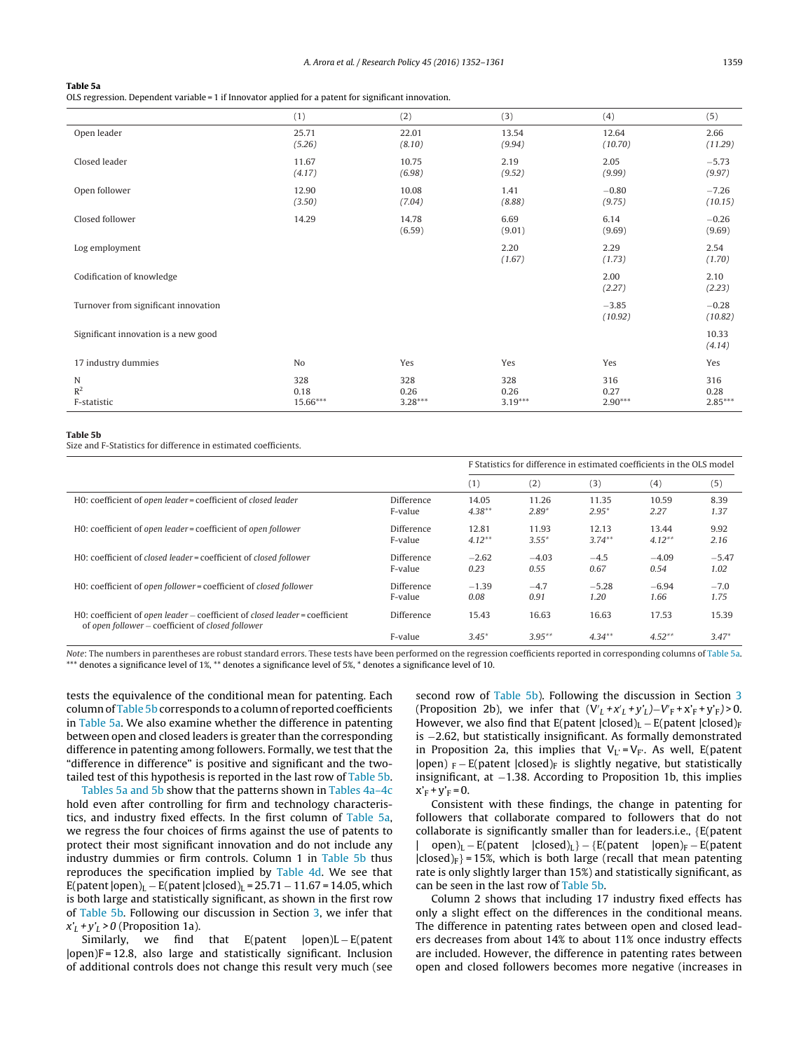**Table 5a**
OLS regression. Dependent variable = 1 if Innovator applied for a patent for significant innovation.

| | (1) | (2) | (3) | (4) | (5) |
|---|---|---|---|---|---|
| Open leader | 25.71 *(5.26)* | 22.01 *(8.10)* | 13.54 *(9.94)* | 12.64 *(10.70)* | 2.66 *(11.29)* |
| Closed leader | 11.67 *(4.17)* | 10.75 *(6.98)* | 2.19 *(9.52)* | 2.05 *(9.99)* | −5.73 *(9.97)* |
| Open follower | 12.90 *(3.50)* | 10.08 *(7.04)* | 1.41 *(8.88)* | −0.80 *(9.75)* | −7.26 *(10.15)* |
| Closed follower | 14.29 | 14.78 (6.59) | 6.69 (9.01) | 6.14 (9.69) | −0.26 (9.69) |
| Log employment | | | 2.20 *(1.67)* | 2.29 *(1.73)* | 2.54 *(1.70)* |
| Codification of knowledge | | | | 2.00 *(2.27)* | 2.10 *(2.23)* |
| Turnover from significant innovation | | | | −3.85 *(10.92)* | −0.28 *(10.82)* |
| Significant innovation is a new good | | | | | 10.33 *(4.14)* |
| 17 industry dummies | No | Yes | Yes | Yes | Yes |
| N | 328 | 328 | 328 | 316 | 316 |
| $R^2$ | 0.18 | 0.26 | 0.26 | 0.27 | 0.28 |
| F-statistic | 15.66*** | 3.28*** | 3.19*** | 2.90*** | 2.85*** |

**Table 5b**
Size and F-Statistics for difference in estimated coefficients.

| | | F Statistics for difference in estimated coefficients in the OLS model | | | | |
|---|---|---|---|---|---|---|
| | | (1) | (2) | (3) | (4) | (5) |
| H0: coefficient of *open leader* = coefficient of *closed leader* | Difference | 14.05 | 11.26 | 11.35 | 10.59 | 8.39 |
| | F-value | *4.38*** | *2.89** | *2.95** | *2.27* | *1.37* |
| H0: coefficient of *open leader* = coefficient of *open follower* | Difference | 12.81 | 11.93 | 12.13 | 13.44 | 9.92 |
| | F-value | *4.12*** | *3.55** | *3.74*** | *4.12*** | *2.16* |
| H0: coefficient of *closed leader* = coefficient of *closed follower* | Difference | −2.62 | −4.03 | −4.5 | −4.09 | −5.47 |
| | F-value | *0.23* | *0.55* | *0.67* | *0.54* | *1.02* |
| H0: coefficient of *open follower* = coefficient of *closed follower* | Difference | −1.39 | −4.7 | −5.28 | −6.94 | −7.0 |
| | F-value | *0.08* | *0.91* | *1.20* | *1.66* | *1.75* |
| H0: coefficient of *open leader* − coefficient of *closed leader* = coefficient of *open follower* − coefficient of *closed follower* | Difference | 15.43 | 16.63 | 16.63 | 17.53 | 15.39 |
| | F-value | *3.45** | *3.95*** | *4.34*** | *4.52*** | *3.47** |

*Note*: The numbers in parentheses are robust standard errors. These tests have been performed on the regression coefficients reported in corresponding columns of Table 5a. *** denotes a significance level of 1%, ** denotes a significance level of 5%, * denotes a significance level of 10.

tests the equivalence of the conditional mean for patenting. Each column of Table 5b corresponds to a column of reported coefficients in Table 5a. We also examine whether the difference in patenting between open and closed leaders is greater than the corresponding difference in patenting among followers. Formally, we test that the "difference in difference" is positive and significant and the two-tailed test of this hypothesis is reported in the last row of Table 5b.

Tables 5a and 5b show that the patterns shown in Tables 4a–4c hold even after controlling for firm and technology characteristics, and industry fixed effects. In the first column of Table 5a, we regress the four choices of firms against the use of patents to protect their most significant innovation and do not include any industry dummies or firm controls. Column 1 in Table 5b thus reproduces the specification implied by Table 4d. We see that E(patent |open)$_L$ − E(patent |closed)$_L$ = 25.71 − 11.67 = 14.05, which is both large and statistically significant, as shown in the first row of Table 5b. Following our discussion in Section 3, we infer that $x'_L + y'_L > 0$ (Proposition 1a).

Similarly, we find that E(patent |open)L − E(patent |open)F = 12.8, also large and statistically significant. Inclusion of additional controls does not change this result very much (see second row of Table 5b). Following the discussion in Section 3 (Proposition 2b), we infer that $(V'_L + x'_L + y'_L) - V'_F + x'_F + y'_F) > 0$. However, we also find that E(patent |closed)$_L$ − E(patent |closed)$_F$ is −2.62, but statistically insignificant. As formally demonstrated in Proposition 2a, this implies that $V_{L'} = V_{F'}$. As well, E(patent |open) $_F$ − E(patent |closed)$_F$ is slightly negative, but statistically insignificant, at −1.38. According to Proposition 1b, this implies $x'_F + y'_F = 0$.

Consistent with these findings, the change in patenting for followers that collaborate compared to followers that do not collaborate is significantly smaller than for leaders.i.e., {E(patent | open)$_L$ − E(patent |closed)$_L$} − {E(patent |open)$_F$ − E(patent |closed)$_F$} = 15%, which is both large (recall that mean patenting rate is only slightly larger than 15%) and statistically significant, as can be seen in the last row of Table 5b.

Column 2 shows that including 17 industry fixed effects has only a slight effect on the differences in the conditional means. The difference in patenting rates between open and closed leaders decreases from about 14% to about 11% once industry effects are included. However, the difference in patenting rates between open and closed followers becomes more negative (increases in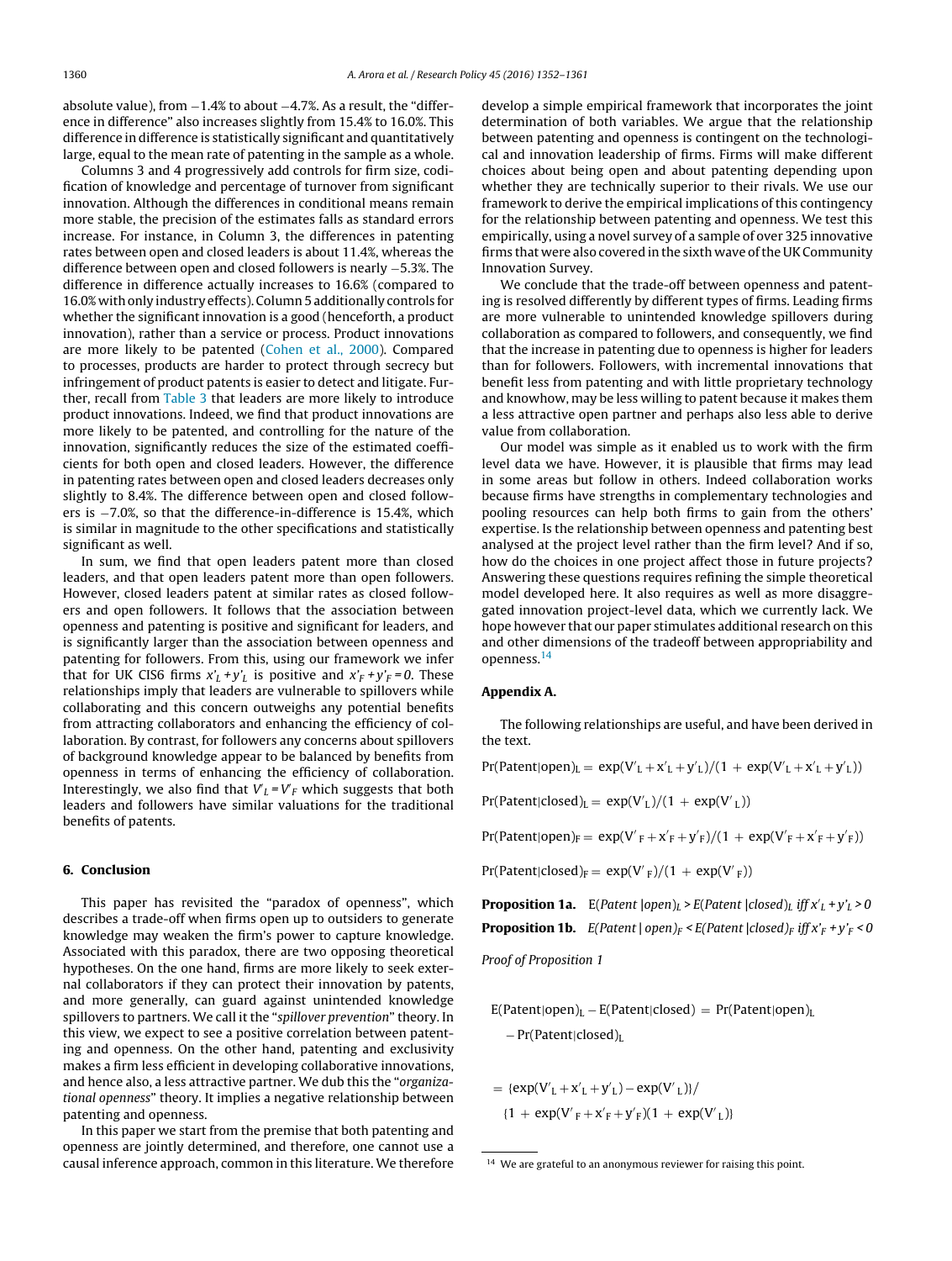absolute value), from −1.4% to about −4.7%. As a result, the "difference in difference" also increases slightly from 15.4% to 16.0%. This difference in difference is statistically significant and quantitatively large, equal to the mean rate of patenting in the sample as a whole.

Columns 3 and 4 progressively add controls for firm size, codification of knowledge and percentage of turnover from significant innovation. Although the differences in conditional means remain more stable, the precision of the estimates falls as standard errors increase. For instance, in Column 3, the differences in patenting rates between open and closed leaders is about 11.4%, whereas the difference between open and closed followers is nearly −5.3%. The difference in difference actually increases to 16.6% (compared to 16.0% with only industry effects). Column 5 additionally controls for whether the significant innovation is a good (henceforth, a product innovation), rather than a service or process. Product innovations are more likely to be patented (Cohen et al., 2000). Compared to processes, products are harder to protect through secrecy but infringement of product patents is easier to detect and litigate. Further, recall from Table 3 that leaders are more likely to introduce product innovations. Indeed, we find that product innovations are more likely to be patented, and controlling for the nature of the innovation, significantly reduces the size of the estimated coefficients for both open and closed leaders. However, the difference in patenting rates between open and closed leaders decreases only slightly to 8.4%. The difference between open and closed followers is −7.0%, so that the difference-in-difference is 15.4%, which is similar in magnitude to the other specifications and statistically significant as well.

In sum, we find that open leaders patent more than closed leaders, and that open leaders patent more than open followers. However, closed leaders patent at similar rates as closed followers and open followers. It follows that the association between openness and patenting is positive and significant for leaders, and is significantly larger than the association between openness and patenting for followers. From this, using our framework we infer that for UK CIS6 firms $x'_L + y'_L$ is positive and $x'_F + y'_F = 0$. These relationships imply that leaders are vulnerable to spillovers while collaborating and this concern outweighs any potential benefits from attracting collaborators and enhancing the efficiency of collaboration. By contrast, for followers any concerns about spillovers of background knowledge appear to be balanced by benefits from openness in terms of enhancing the efficiency of collaboration. Interestingly, we also find that $V'_L = V'_F$ which suggests that both leaders and followers have similar valuations for the traditional benefits of patents.

## 6. Conclusion

This paper has revisited the "paradox of openness", which describes a trade-off when firms open up to outsiders to generate knowledge may weaken the firm's power to capture knowledge. Associated with this paradox, there are two opposing theoretical hypotheses. On the one hand, firms are more likely to seek external collaborators if they can protect their innovation by patents, and more generally, can guard against unintended knowledge spillovers to partners. We call it the "*spillover prevention*" theory. In this view, we expect to see a positive correlation between patenting and openness. On the other hand, patenting and exclusivity makes a firm less efficient in developing collaborative innovations, and hence also, a less attractive partner. We dub this the "*organizational openness*" theory. It implies a negative relationship between patenting and openness.

In this paper we start from the premise that both patenting and openness are jointly determined, and therefore, one cannot use a causal inference approach, common in this literature. We therefore develop a simple empirical framework that incorporates the joint determination of both variables. We argue that the relationship between patenting and openness is contingent on the technological and innovation leadership of firms. Firms will make different choices about being open and about patenting depending upon whether they are technically superior to their rivals. We use our framework to derive the empirical implications of this contingency for the relationship between patenting and openness. We test this empirically, using a novel survey of a sample of over 325 innovative firms that were also covered in the sixth wave of the UK Community Innovation Survey.

We conclude that the trade-off between openness and patenting is resolved differently by different types of firms. Leading firms are more vulnerable to unintended knowledge spillovers during collaboration as compared to followers, and consequently, we find that the increase in patenting due to openness is higher for leaders than for followers. Followers, with incremental innovations that benefit less from patenting and with little proprietary technology and knowhow, may be less willing to patent because it makes them a less attractive open partner and perhaps also less able to derive value from collaboration.

Our model was simple as it enabled us to work with the firm level data we have. However, it is plausible that firms may lead in some areas but follow in others. Indeed collaboration works because firms have strengths in complementary technologies and pooling resources can help both firms to gain from the others' expertise. Is the relationship between openness and patenting best analysed at the project level rather than the firm level? And if so, how do the choices in one project affect those in future projects? Answering these questions requires refining the simple theoretical model developed here. It also requires as well as more disaggregated innovation project-level data, which we currently lack. We hope however that our paper stimulates additional research on this and other dimensions of the tradeoff between appropriability and openness.[14]

## Appendix A.

The following relationships are useful, and have been derived in the text.

$$\Pr(\text{Patent}|\text{open})_L = \exp(V'_L + x'_L + y'_L)/(1 + \exp(V'_L + x'_L + y'_L))$$

$$\Pr(\text{Patent}|\text{closed})_L = \exp(V'_L)/(1 + \exp(V'_L))$$

$$\Pr(\text{Patent}|\text{open})_F = \exp(V'_F + x'_F + y'_F)/(1 + \exp(V'_F + x'_F + y'_F))$$

$$\Pr(\text{Patent}|\text{closed})_F = \exp(V'_F)/(1 + \exp(V'_F))$$

**Proposition 1a.** *E(Patent |open)$_L$ > E(Patent |closed)$_L$ iff $x'_L + y'_L > 0$*

**Proposition 1b.** *E(Patent | open)$_F$ < E(Patent |closed)$_F$ iff $x'_F + y'_F < 0$*

*Proof of Proposition 1*

$$E(\text{Patent}|\text{open})_L - E(\text{Patent}|\text{closed}) = \Pr(\text{Patent}|\text{open})_L - \Pr(\text{Patent}|\text{closed})_L$$

$$= \{\exp(V'_L + x'_L + y'_L) - \exp(V'_L)\}/\{1 + \exp(V'_F + x'_F + y'_F)(1 + \exp(V'_L)\}$$

[14] We are grateful to an anonymous reviewer for raising this point.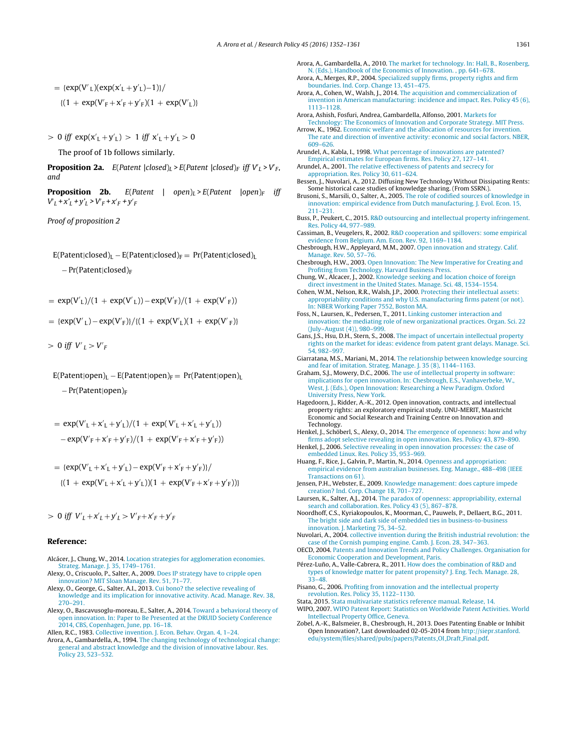$$= \{\exp(V'_L)(\exp(x'_L + y'_L) - 1)\}/$$
$$\{(1 + \exp(V'_F + x'_F + y'_F)(1 + \exp(V'_L)\}$$

$$> 0 \textit{ iff } \exp(x'_L + y'_L) > 1 \textit{ iff } x'_L + y'_L > 0$$

The proof of 1b follows similarly.

**Proposition 2a.** *E(Patent |closed)$_L$ > E(Patent |closed)$_F$ iff $V'_L > V'_F$, and*

**Proposition 2b.** *E(Patent | open)$_L$ > E(Patent |open)$_F$ iff $V'_L + x'_L + y'_L > V'_F + x'_F + y'_F$*

*Proof of proposition 2*

$$\text{E(Patent|closed)}_L - \text{E(Patent|closed)}_F = \Pr(\text{Patent|closed})_L - \Pr(\text{Patent|closed})_F$$

$$= \exp(V'_L)/(1 + \exp(V'_L)) - \exp(V'_F)/(1 + \exp(V'_F))$$

$$= \{\exp(V'_L) - \exp(V'_F)\}/\{(1 + \exp(V'_L)(1 + \exp(V'_F)\}$$

$$> 0 \textit{ iff } V'_L > V'_F$$

$$\text{E(Patent|open)}_L - \text{E(Patent|open)}_F = \Pr(\text{Patent|open})_L - \Pr(\text{Patent|open})_F$$

$$= \exp(V'_L + x'_L + y'_L)/(1 + \exp(V'_L + x'_L + y'_L)) - \exp(V'_F + x'_F + y'_F)/(1 + \exp(V'_F + x'_F + y'_F))$$

$$= \{\exp(V'_L + x'_L + y'_L) - \exp(V'_F + x'_F + y'_F)\}/\{(1 + \exp(V'_L + x'_L + y'_L))(1 + \exp(V'_F + x'_F + y'_F))\}$$

$$> 0 \textit{ iff } V'_L + x'_L + y'_L > V'_F + x'_F + y'_F$$

## Reference:

Alcácer, J., Chung, W., 2014. Location strategies for agglomeration economies. Strateg. Manage. J. 35, 1749–1761.

Alexy, O., Criscuolo, P., Salter, A., 2009. Does IP strategy have to cripple open innovation? MIT Sloan Manage. Rev. 51, 71–77.

Alexy, O., George, G., Salter, A.I., 2013. Cui bono? the selective revealing of knowledge and its implication for innovative activity. Acad. Manage. Rev. 38, 270–291.

Alexy, O., Bascavusoglu-moreau, E., Salter, A., 2014. Toward a behavioral theory of open innovation. In: Paper to Be Presented at the DRUID Society Conference 2014, CBS, Copenhagen, June, pp. 16–18.

Allen, R.C., 1983. Collective invention. J. Econ. Behav. Organ. 4, 1–24.

Arora, A., Gambardella, A., 1994. The changing technology of technological change: general and abstract knowledge and the division of innovative labour. Res. Policy 23, 523–532.

Arora, A., Gambardella, A., 2010. The market for technology. In: Hall, B., Rosenberg, N. (Eds.), Handbook of the Economics of Innovation. , pp. 641–678.

Arora, A., Merges, R.P., 2004. Specialized supply firms, property rights and firm boundaries. Ind. Corp. Change 13, 451–475.

Arora, A., Cohen, W., Walsh, J., 2014. The acquisition and commercialization of invention in American manufacturing: incidence and impact. Res. Policy 45 (6), 1113–1128.

Arora, Ashish, Fosfuri, Andrea, Gambardella, Alfonso, 2001. Markets for Technology: The Economics of Innovation and Corporate Strategy. MIT Press.

Arrow, K., 1962. Economic welfare and the allocation of resources for invention. The rate and direction of inventive activity: economic and social factors. NBER, 609–626.

Arundel, A., Kabla, I., 1998. What percentage of innovations are patented? Empirical estimates for European firms. Res. Policy 27, 127–141.

Arundel, A., 2001. The relative effectiveness of patents and secrecy for appropriation. Res. Policy 30, 611–624.

Bessen, J., Nuvolari, A., 2012. Diffusing New Technology Without Dissipating Rents: Some historical case studies of knowledge sharing. (From SSRN.).

Brusoni, S., Marsili, O., Salter, A., 2005. The role of codified sources of knowledge in innovation: empirical evidence from Dutch manufacturing. J. Evol. Econ. 15, 211–231.

Buss, P., Peukert, C., 2015. R&D outsourcing and intellectual property infringement. Res. Policy 44, 977–989.

Cassiman, B., Veugelers, R., 2002. R&D cooperation and spillovers: some empirical evidence from Belgium. Am. Econ. Rev. 92, 1169–1184.

Chesbrough, H.W., Appleyard, M.M., 2007. Open innovation and strategy. Calif. Manage. Rev. 50, 57–76.

Chesbrough, H.W., 2003. Open Innovation: The New Imperative for Creating and Profiting from Technology. Harvard Business Press.

Chung, W., Alcacer, J., 2002. Knowledge seeking and location choice of foreign direct investment in the United States. Manage. Sci. 48, 1534–1554.

Cohen, W.M., Nelson, R.R., Walsh, J.P., 2000. Protecting their intellectual assets: appropriability conditions and why U.S. manufacturing firms patent (or not). In: NBER Working Paper 7552, Boston MA.

Foss, N., Laursen, K., Pedersen, T., 2011. Linking customer interaction and innovation: the mediating role of new organizational practices. Organ. Sci. 22 (July–August (4)), 980–999.

Gans, J.S., Hsu, D.H., Stern, S., 2008. The impact of uncertain intellectual property rights on the market for ideas: evidence from patent grant delays. Manage. Sci. 54, 982–997.

Giarratana, M.S., Mariani, M., 2014. The relationship between knowledge sourcing and fear of imitation. Strateg. Manage. J. 35 (8), 1144–1163.

Graham, S.J., Mowery, D.C., 2006. The use of intellectual property in software: implications for open innovation. In: Chesbrough, E.S., Vanhaverbeke, W., West, J. (Eds.), Open Innovation: Researching a New Paradigm. Oxford University Press, New York.

Hagedoorn, J., Ridder, A.-K., 2012. Open innovation, contracts, and intellectual property rights: an exploratory empirical study. UNU-MERIT, Maastricht Economic and Social Research and Training Centre on Innovation and Technology.

Henkel, J., Schöberl, S., Alexy, O., 2014. The emergence of openness: how and why firms adopt selective revealing in open innovation. Res. Policy 43, 879–890.

Henkel, J., 2006. Selective revealing in open innovation processes: the case of embedded Linux. Res. Policy 35, 953–969.

Huang, F., Rice, J., Galvin, P., Martin, N., 2014. Openness and appropriation: empirical evidence from australian businesses. Eng. Manage., 488–498 (IEEE Transactions on 61).

Jensen, P.H., Webster, E., 2009. Knowledge management: does capture impede creation? Ind. Corp. Change 18, 701–727.

Laursen, K., Salter, A.J., 2014. The paradox of openness: appropriability, external search and collaboration. Res. Policy 43 (5), 867–878.

Noordhoff, C.S., Kyriakopoulos, K., Moorman, C., Pauwels, P., Dellaert, B.G., 2011. The bright side and dark side of embedded ties in business-to-business innovation. J. Marketing 75, 34–52.

Nuvolari, A., 2004. collective invention during the British industrial revolution: the case of the Cornish pumping engine. Camb. J. Econ. 28, 347–363.

OECD, 2004. Patents and Innovation Trends and Policy Challenges. Organisation for Economic Cooperation and Development, Paris.

Pérez-Luño, A., Valle-Cabrera, R., 2011. How does the combination of R&D and types of knowledge matter for patent propensity? J. Eng. Tech. Manage. 28, 33–48.

Pisano, G., 2006. Profiting from innovation and the intellectual property revolution. Res. Policy 35, 1122–1130.

Stata, 2015. Stata multivariate statistics reference manual. Release, 14.

WIPO, 2007. WIPO Patent Report: Statistics on Worldwide Patent Activities. World Intellectual Property Office, Geneva.

Zobel, A.-K., Balsmeier, B., Chesbrough, H., 2013. Does Patenting Enable or Inhibit Open Innovation?, Last downloaded 02-05-2014 from http://siepr.stanford.edu/system/files/shared/pubs/papers/Patents_OI_Draft_Final.pdf.